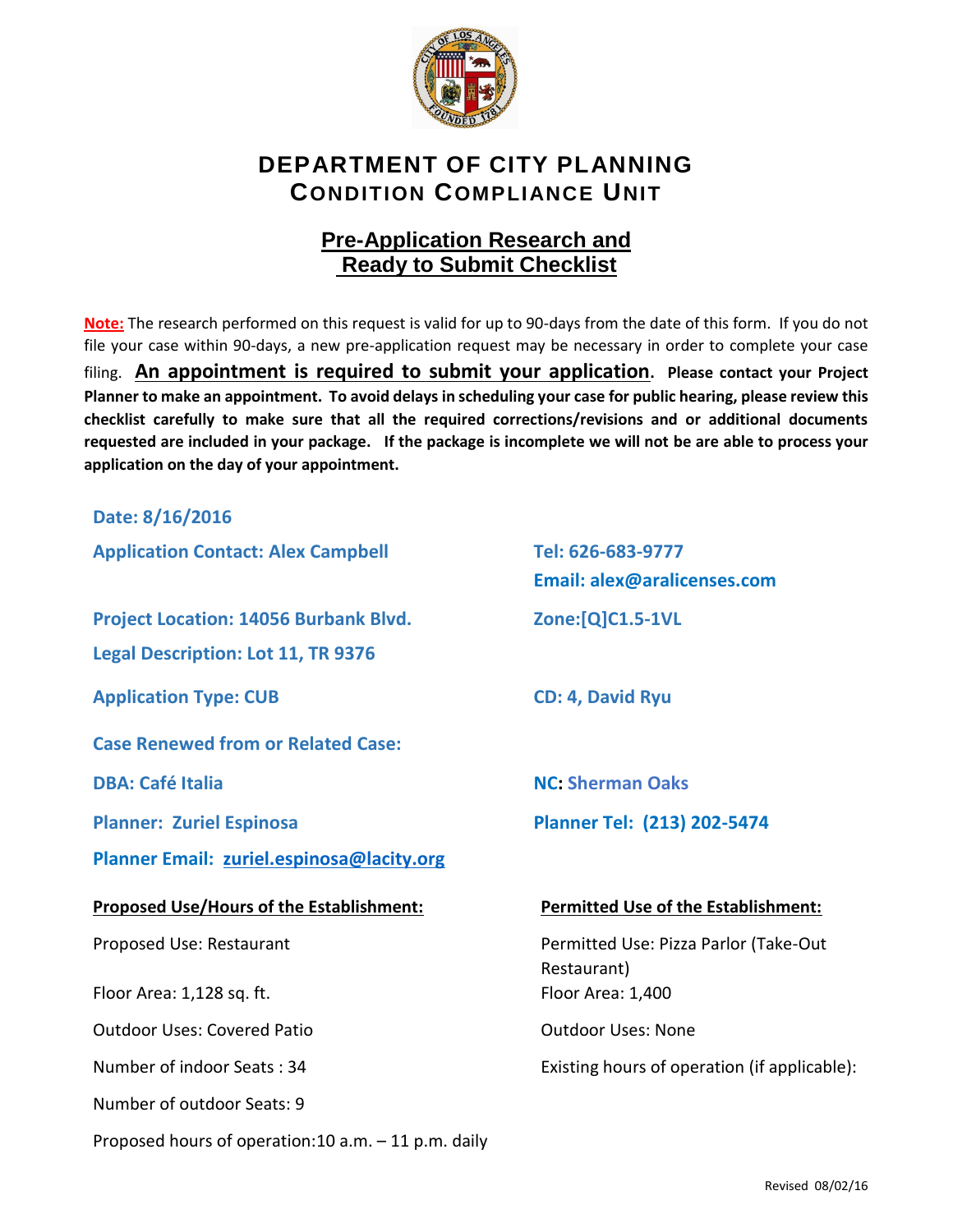# DEPARTMENT OF CITY PLANNING
## CONDITION COMPLIANCE UNIT

## Pre-Application Research and Ready to Submit Checklist

**Note:** The research performed on this request is valid for up to 90-days from the date of this form. If you do not file your case within 90-days, a new pre-application request may be necessary in order to complete your case filing. **An appointment is required to submit your application. Please contact your Project Planner to make an appointment. To avoid delays in scheduling your case for public hearing, please review this checklist carefully to make sure that all the required corrections/revisions and or additional documents requested are included in your package. If the package is incomplete we will not be are able to process your application on the day of your appointment.**

**Date: 8/16/2016**

**Application Contact: Alex Campbell**

**Tel: 626-683-9777**

**Email: alex@aralicenses.com**

**Project Location: 14056 Burbank Blvd.**

**Zone:[Q]C1.5-1VL**

**Legal Description: Lot 11, TR 9376**

**Application Type: CUB**

**CD: 4, David Ryu**

**Case Renewed from or Related Case:**

**DBA: Café Italia**

**NC: Sherman Oaks**

**Planner: Zuriel Espinosa**

**Planner Tel: (213) 202-5474**

**Planner Email: zuriel.espinosa@lacity.org**

**Proposed Use/Hours of the Establishment:**

Proposed Use: Restaurant

Floor Area: 1,128 sq. ft.

Outdoor Uses: Covered Patio

Number of indoor Seats : 34

Number of outdoor Seats: 9

Proposed hours of operation:10 a.m. – 11 p.m. daily

**Permitted Use of the Establishment:**

Permitted Use: Pizza Parlor (Take-Out Restaurant)

Floor Area: 1,400

Outdoor Uses: None

Existing hours of operation (if applicable):

Revised 08/02/16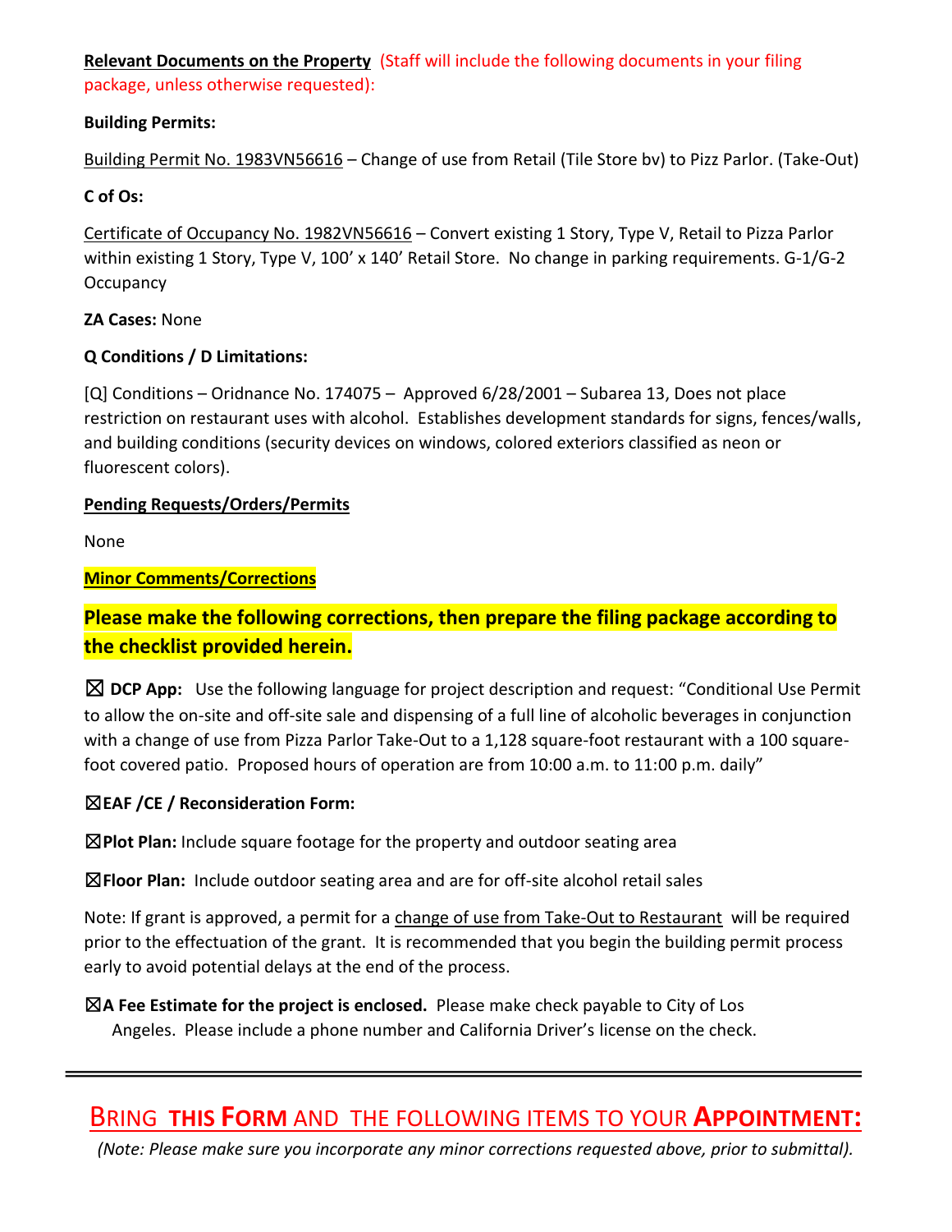**Relevant Documents on the Property** (Staff will include the following documents in your filing package, unless otherwise requested):

**Building Permits:**

Building Permit No. 1983VN56616 – Change of use from Retail (Tile Store bv) to Pizz Parlor. (Take-Out)

**C of Os:**

Certificate of Occupancy No. 1982VN56616 – Convert existing 1 Story, Type V, Retail to Pizza Parlor within existing 1 Story, Type V, 100' x 140' Retail Store. No change in parking requirements. G-1/G-2 Occupancy

**ZA Cases:** None

**Q Conditions / D Limitations:**

[Q] Conditions – Oridnance No. 174075 – Approved 6/28/2001 – Subarea 13, Does not place restriction on restaurant uses with alcohol. Establishes development standards for signs, fences/walls, and building conditions (security devices on windows, colored exteriors classified as neon or fluorescent colors).

**Pending Requests/Orders/Permits**

None

**Minor Comments/Corrections**

**Please make the following corrections, then prepare the filing package according to the checklist provided herein.**

☒ **DCP App:** Use the following language for project description and request: "Conditional Use Permit to allow the on-site and off-site sale and dispensing of a full line of alcoholic beverages in conjunction with a change of use from Pizza Parlor Take-Out to a 1,128 square-foot restaurant with a 100 square-foot covered patio. Proposed hours of operation are from 10:00 a.m. to 11:00 p.m. daily"

☒ **EAF /CE / Reconsideration Form:**

☒ **Plot Plan:** Include square footage for the property and outdoor seating area

☒ **Floor Plan:** Include outdoor seating area and are for off-site alcohol retail sales

Note: If grant is approved, a permit for a change of use from Take-Out to Restaurant will be required prior to the effectuation of the grant. It is recommended that you begin the building permit process early to avoid potential delays at the end of the process.

☒ **A Fee Estimate for the project is enclosed.** Please make check payable to City of Los Angeles. Please include a phone number and California Driver's license on the check.

---

## BRING **THIS FORM** AND THE FOLLOWING ITEMS TO YOUR **APPOINTMENT:**

*(Note: Please make sure you incorporate any minor corrections requested above, prior to submittal).*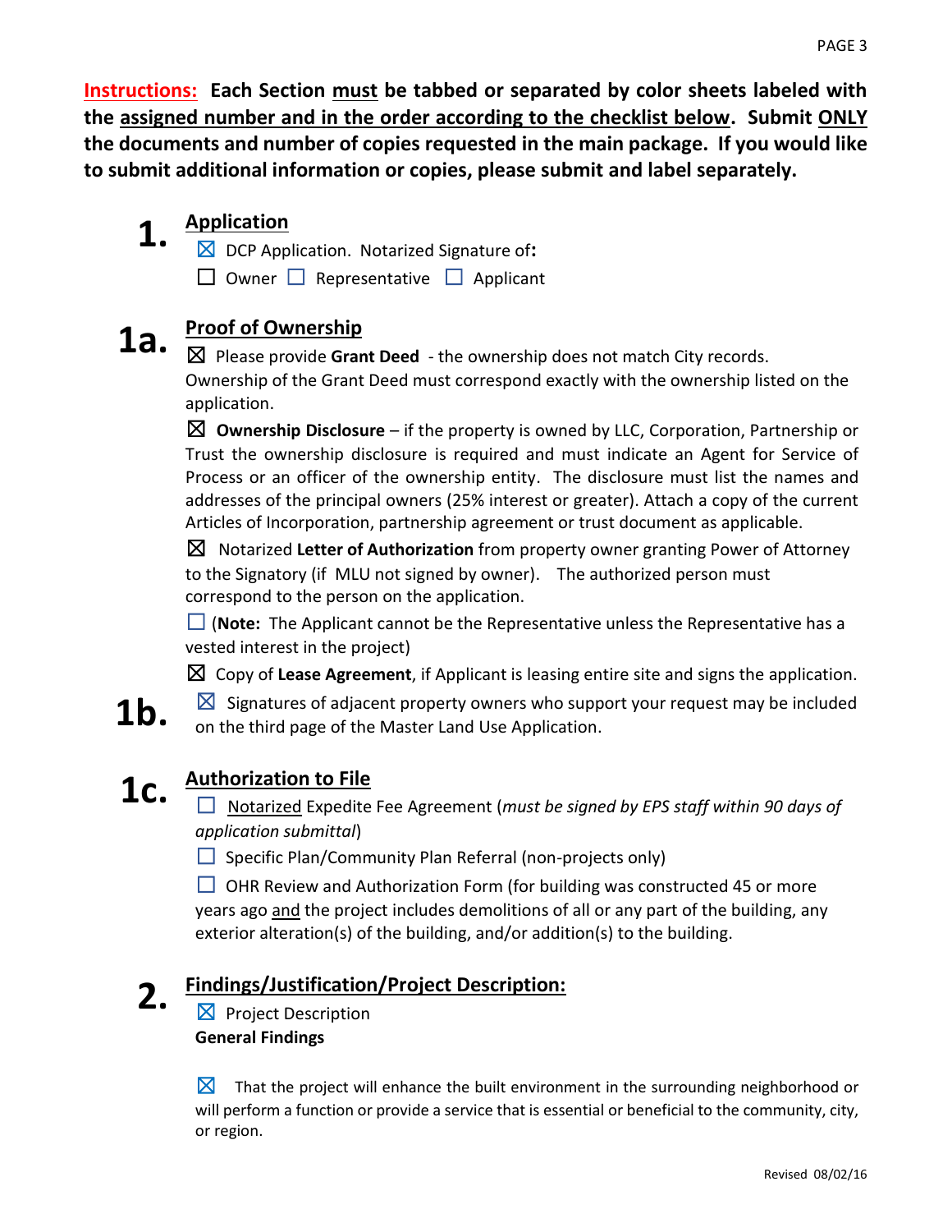**Instructions: Each Section must be tabbed or separated by color sheets labeled with the assigned number and in the order according to the checklist below. Submit ONLY the documents and number of copies requested in the main package. If you would like to submit additional information or copies, please submit and label separately.**

## 1. Application

☒ DCP Application. Notarized Signature of**:**

☐ Owner ☐ Representative ☐ Applicant

## 1a. Proof of Ownership

☒ Please provide **Grant Deed** - the ownership does not match City records. Ownership of the Grant Deed must correspond exactly with the ownership listed on the application.

☒ **Ownership Disclosure** – if the property is owned by LLC, Corporation, Partnership or Trust the ownership disclosure is required and must indicate an Agent for Service of Process or an officer of the ownership entity. The disclosure must list the names and addresses of the principal owners (25% interest or greater). Attach a copy of the current Articles of Incorporation, partnership agreement or trust document as applicable.

☒ Notarized **Letter of Authorization** from property owner granting Power of Attorney to the Signatory (if MLU not signed by owner). The authorized person must correspond to the person on the application.

☐ (**Note:** The Applicant cannot be the Representative unless the Representative has a vested interest in the project)

☒ Copy of **Lease Agreement**, if Applicant is leasing entire site and signs the application.

## 1b.

☒ Signatures of adjacent property owners who support your request may be included on the third page of the Master Land Use Application.

## 1c. Authorization to File

☐ Notarized Expedite Fee Agreement (*must be signed by EPS staff within 90 days of application submittal*)

☐ Specific Plan/Community Plan Referral (non-projects only)

☐ OHR Review and Authorization Form (for building was constructed 45 or more years ago and the project includes demolitions of all or any part of the building, any exterior alteration(s) of the building, and/or addition(s) to the building.

## 2. Findings/Justification/Project Description:

☒ Project Description

**General Findings**

☒ That the project will enhance the built environment in the surrounding neighborhood or will perform a function or provide a service that is essential or beneficial to the community, city, or region.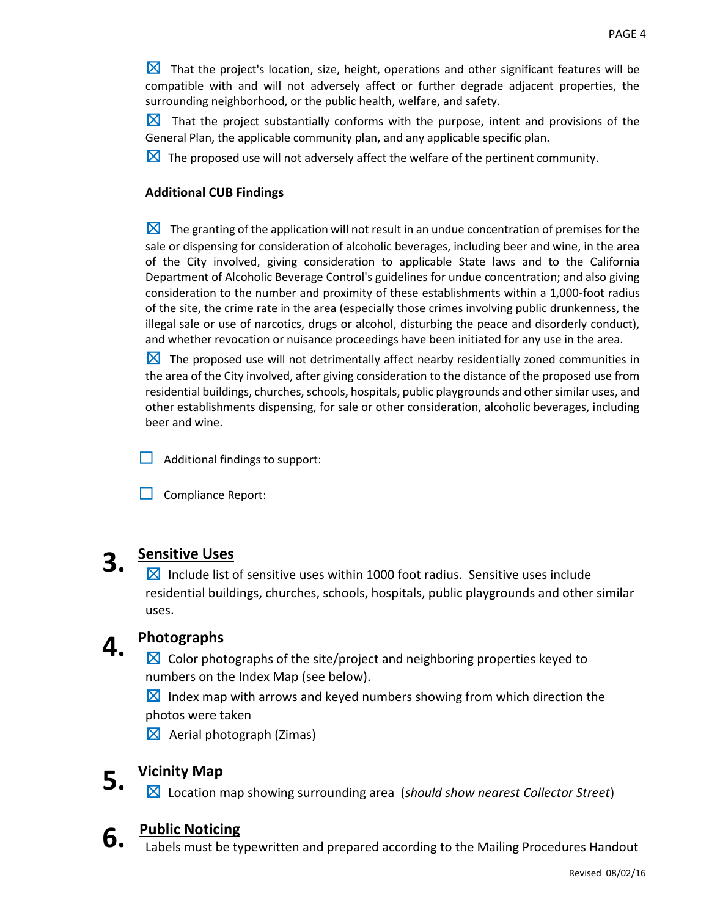☒ That the project's location, size, height, operations and other significant features will be compatible with and will not adversely affect or further degrade adjacent properties, the surrounding neighborhood, or the public health, welfare, and safety.

☒ That the project substantially conforms with the purpose, intent and provisions of the General Plan, the applicable community plan, and any applicable specific plan.

☒ The proposed use will not adversely affect the welfare of the pertinent community.

**Additional CUB Findings**

☒ The granting of the application will not result in an undue concentration of premises for the sale or dispensing for consideration of alcoholic beverages, including beer and wine, in the area of the City involved, giving consideration to applicable State laws and to the California Department of Alcoholic Beverage Control's guidelines for undue concentration; and also giving consideration to the number and proximity of these establishments within a 1,000-foot radius of the site, the crime rate in the area (especially those crimes involving public drunkenness, the illegal sale or use of narcotics, drugs or alcohol, disturbing the peace and disorderly conduct), and whether revocation or nuisance proceedings have been initiated for any use in the area.

☒ The proposed use will not detrimentally affect nearby residentially zoned communities in the area of the City involved, after giving consideration to the distance of the proposed use from residential buildings, churches, schools, hospitals, public playgrounds and other similar uses, and other establishments dispensing, for sale or other consideration, alcoholic beverages, including beer and wine.

☐ Additional findings to support:

☐ Compliance Report:

## 3. Sensitive Uses

☒ Include list of sensitive uses within 1000 foot radius. Sensitive uses include residential buildings, churches, schools, hospitals, public playgrounds and other similar uses.

## 4. Photographs

☒ Color photographs of the site/project and neighboring properties keyed to numbers on the Index Map (see below).

☒ Index map with arrows and keyed numbers showing from which direction the photos were taken

☒ Aerial photograph (Zimas)

## 5. Vicinity Map

☒ Location map showing surrounding area (*should show nearest Collector Street*)

## 6. Public Noticing

Labels must be typewritten and prepared according to the Mailing Procedures Handout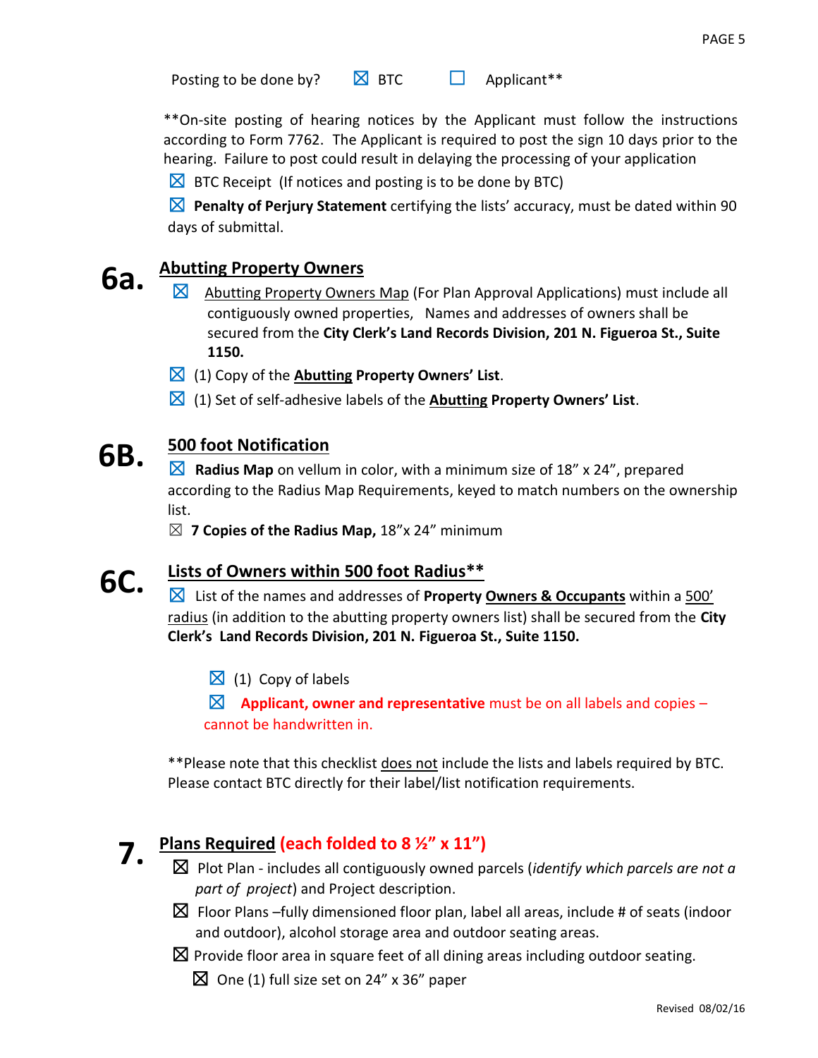Posting to be done by? ☒ BTC ☐ Applicant**

**On-site posting of hearing notices by the Applicant must follow the instructions according to Form 7762. The Applicant is required to post the sign 10 days prior to the hearing. Failure to post could result in delaying the processing of your application

☒ BTC Receipt (If notices and posting is to be done by BTC)

☒ **Penalty of Perjury Statement** certifying the lists' accuracy, must be dated within 90 days of submittal.

## 6a. Abutting Property Owners

- ☒ Abutting Property Owners Map (For Plan Approval Applications) must include all contiguously owned properties, Names and addresses of owners shall be secured from the **City Clerk's Land Records Division, 201 N. Figueroa St., Suite 1150.**
- ☒ (1) Copy of the **Abutting Property Owners' List**.
- ☒ (1) Set of self-adhesive labels of the **Abutting Property Owners' List**.

## 6B. 500 foot Notification

☒ **Radius Map** on vellum in color, with a minimum size of 18" x 24", prepared according to the Radius Map Requirements, keyed to match numbers on the ownership list.

☒ **7 Copies of the Radius Map,** 18"x 24" minimum

## 6C. Lists of Owners within 500 foot Radius**

☒ List of the names and addresses of **Property Owners & Occupants** within a 500' radius (in addition to the abutting property owners list) shall be secured from the **City Clerk's Land Records Division, 201 N. Figueroa St., Suite 1150.**

- ☒ (1) Copy of labels
- ☒ **Applicant, owner and representative** must be on all labels and copies – cannot be handwritten in.

**Please note that this checklist does not include the lists and labels required by BTC. Please contact BTC directly for their label/list notification requirements.

## 7. Plans Required (each folded to 8 ½" x 11")

- ☒ Plot Plan - includes all contiguously owned parcels (*identify which parcels are not a part of project*) and Project description.
- ☒ Floor Plans –fully dimensioned floor plan, label all areas, include # of seats (indoor and outdoor), alcohol storage area and outdoor seating areas.
- ☒ Provide floor area in square feet of all dining areas including outdoor seating.
  - ☒ One (1) full size set on 24" x 36" paper

Revised 08/02/16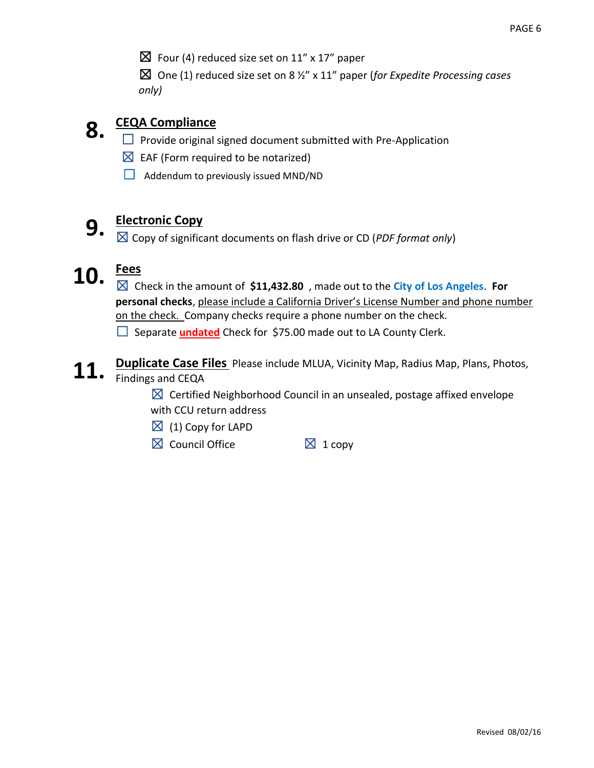- ☒ Four (4) reduced size set on 11" x 17" paper
- ☒ One (1) reduced size set on 8 ½" x 11" paper (*for Expedite Processing cases only)*

## 8. <u>CEQA Compliance</u>

- ☐ Provide original signed document submitted with Pre-Application
- ☒ EAF (Form required to be notarized)
- ☐ Addendum to previously issued MND/ND

## 9. <u>Electronic Copy</u>

- ☒ Copy of significant documents on flash drive or CD (*PDF format only*)

## 10. <u>Fees</u>

- ☒ Check in the amount of **$11,432.80** , made out to the **City of Los Angeles**. **For personal checks**, <u>please include a California Driver's License Number and phone number on the check.</u> Company checks require a phone number on the check.
- ☐ Separate **<u>undated</u>** Check for $75.00 made out to LA County Clerk.

## 11. <u>Duplicate Case Files</u>

Please include MLUA, Vicinity Map, Radius Map, Plans, Photos, Findings and CEQA

- ☒ Certified Neighborhood Council in an unsealed, postage affixed envelope with CCU return address
- ☒ (1) Copy for LAPD
- ☒ Council Office ☒ 1 copy

Revised 08/02/16